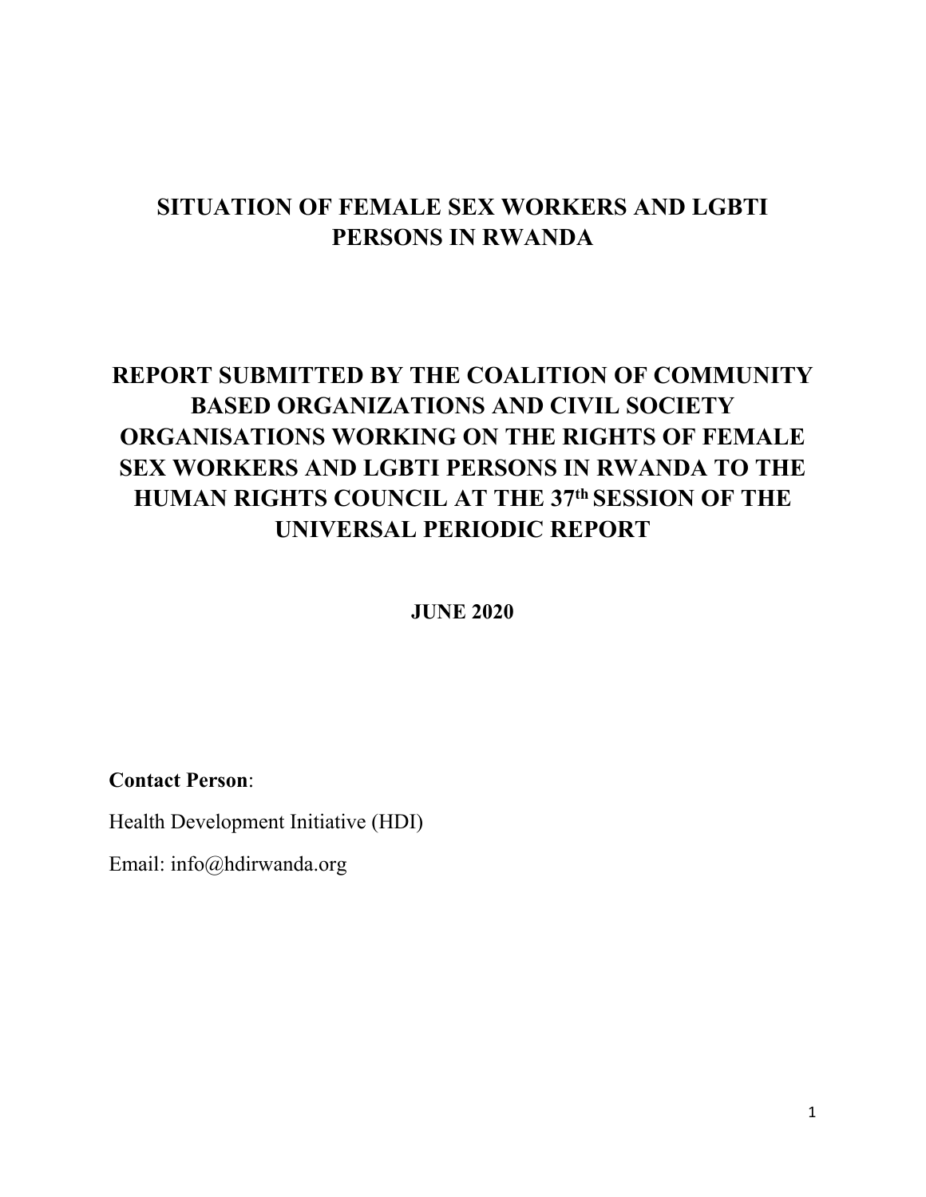# SITUATION OF FEMALE SEX WORKERS AND LGBTI PERSONS IN RWANDA

## REPORT SUBMITTED BY THE COALITION OF COMMUNITY BASED ORGANIZATIONS AND CIVIL SOCIETY ORGANISATIONS WORKING ON THE RIGHTS OF FEMALE SEX WORKERS AND LGBTI PERSONS IN RWANDA TO THE HUMAN RIGHTS COUNCIL AT THE 37th SESSION OF THE UNIVERSAL PERIODIC REPORT

**JUNE 2020**

**Contact Person**:

Health Development Initiative (HDI)

Email: info@hdirwanda.org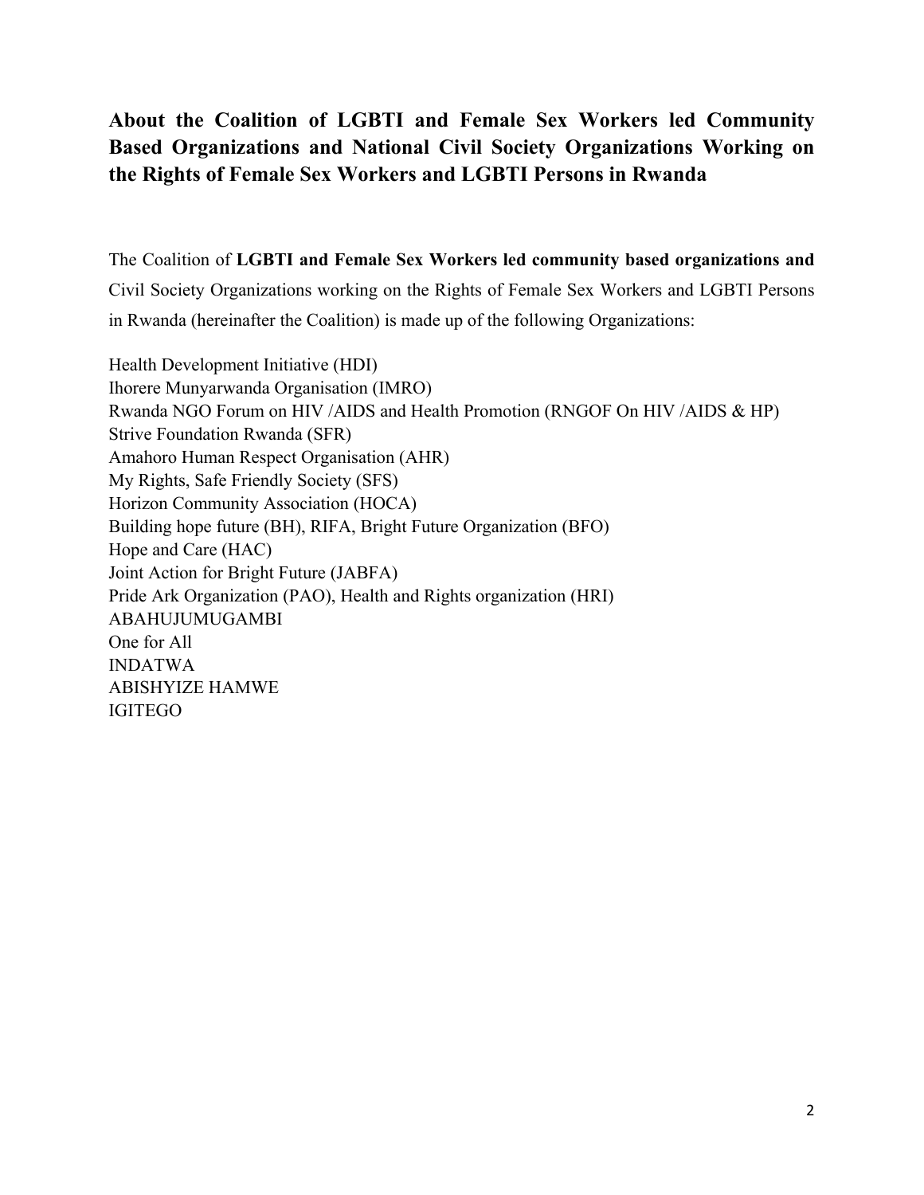## About the Coalition of LGBTI and Female Sex Workers led Community Based Organizations and National Civil Society Organizations Working on the Rights of Female Sex Workers and LGBTI Persons in Rwanda

The Coalition of **LGBTI and Female Sex Workers led community based organizations and** Civil Society Organizations working on the Rights of Female Sex Workers and LGBTI Persons in Rwanda (hereinafter the Coalition) is made up of the following Organizations:

Health Development Initiative (HDI)
Ihorere Munyarwanda Organisation (IMRO)
Rwanda NGO Forum on HIV /AIDS and Health Promotion (RNGOF On HIV /AIDS & HP)
Strive Foundation Rwanda (SFR)
Amahoro Human Respect Organisation (AHR)
My Rights, Safe Friendly Society (SFS)
Horizon Community Association (HOCA)
Building hope future (BH), RIFA, Bright Future Organization (BFO)
Hope and Care (HAC)
Joint Action for Bright Future (JABFA)
Pride Ark Organization (PAO), Health and Rights organization (HRI)
ABAHUJUMUGAMBI
One for All
INDATWA
ABISHYIZE HAMWE
IGITEGO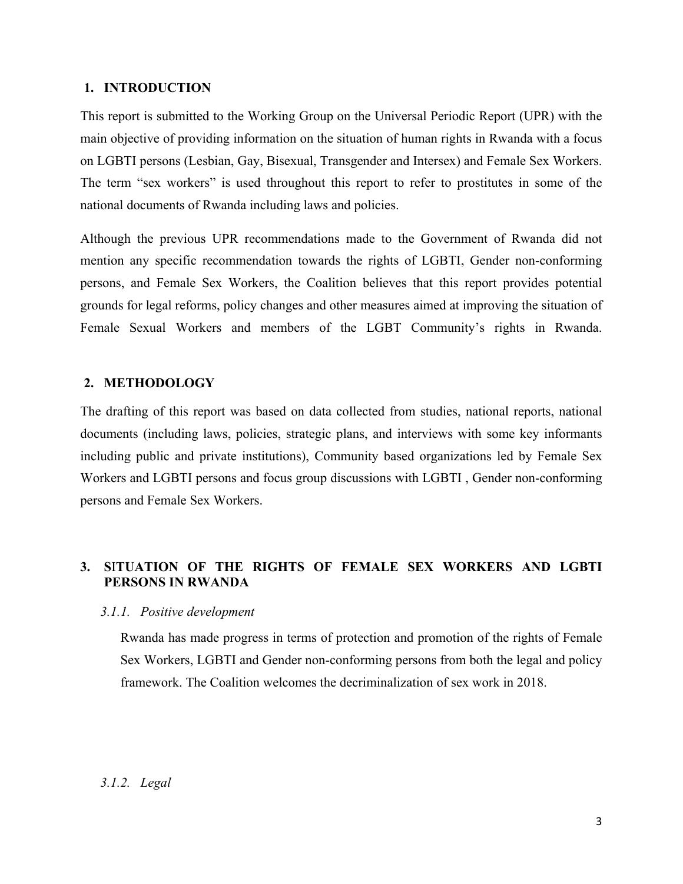## 1. INTRODUCTION

This report is submitted to the Working Group on the Universal Periodic Report (UPR) with the main objective of providing information on the situation of human rights in Rwanda with a focus on LGBTI persons (Lesbian, Gay, Bisexual, Transgender and Intersex) and Female Sex Workers. The term "sex workers" is used throughout this report to refer to prostitutes in some of the national documents of Rwanda including laws and policies.

Although the previous UPR recommendations made to the Government of Rwanda did not mention any specific recommendation towards the rights of LGBTI, Gender non-conforming persons, and Female Sex Workers, the Coalition believes that this report provides potential grounds for legal reforms, policy changes and other measures aimed at improving the situation of Female Sexual Workers and members of the LGBT Community's rights in Rwanda.

## 2. METHODOLOGY

The drafting of this report was based on data collected from studies, national reports, national documents (including laws, policies, strategic plans, and interviews with some key informants including public and private institutions), Community based organizations led by Female Sex Workers and LGBTI persons and focus group discussions with LGBTI , Gender non-conforming persons and Female Sex Workers.

## 3. SITUATION OF THE RIGHTS OF FEMALE SEX WORKERS AND LGBTI PERSONS IN RWANDA

### *3.1.1. Positive development*

Rwanda has made progress in terms of protection and promotion of the rights of Female Sex Workers, LGBTI and Gender non-conforming persons from both the legal and policy framework. The Coalition welcomes the decriminalization of sex work in 2018.

### *3.1.2. Legal*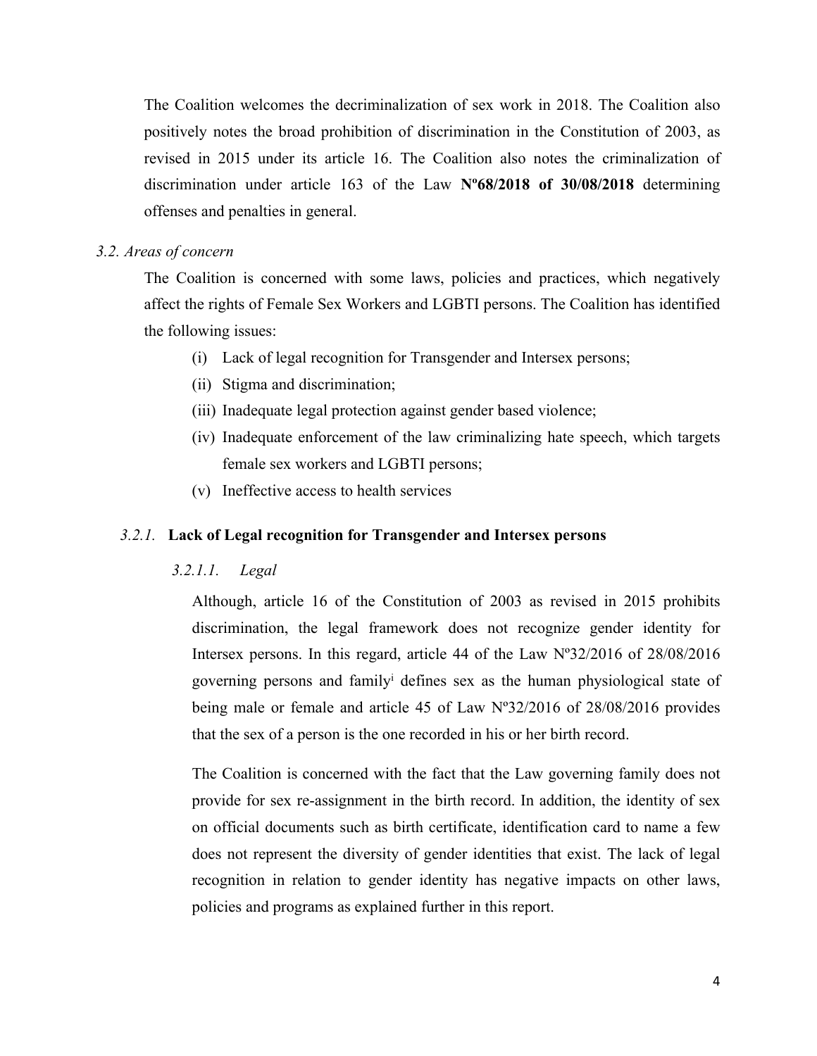The Coalition welcomes the decriminalization of sex work in 2018. The Coalition also positively notes the broad prohibition of discrimination in the Constitution of 2003, as revised in 2015 under its article 16. The Coalition also notes the criminalization of discrimination under article 163 of the Law **Nº68/2018 of 30/08/2018** determining offenses and penalties in general.

### *3.2. Areas of concern*

The Coalition is concerned with some laws, policies and practices, which negatively affect the rights of Female Sex Workers and LGBTI persons. The Coalition has identified the following issues:

- (i) Lack of legal recognition for Transgender and Intersex persons;
- (ii) Stigma and discrimination;
- (iii) Inadequate legal protection against gender based violence;
- (iv) Inadequate enforcement of the law criminalizing hate speech, which targets female sex workers and LGBTI persons;
- (v) Ineffective access to health services

#### *3.2.1.* **Lack of Legal recognition for Transgender and Intersex persons**

##### *3.2.1.1. Legal*

Although, article 16 of the Constitution of 2003 as revised in 2015 prohibits discrimination, the legal framework does not recognize gender identity for Intersex persons. In this regard, article 44 of the Law Nº32/2016 of 28/08/2016 governing persons and family[i] defines sex as the human physiological state of being male or female and article 45 of Law Nº32/2016 of 28/08/2016 provides that the sex of a person is the one recorded in his or her birth record.

The Coalition is concerned with the fact that the Law governing family does not provide for sex re-assignment in the birth record. In addition, the identity of sex on official documents such as birth certificate, identification card to name a few does not represent the diversity of gender identities that exist. The lack of legal recognition in relation to gender identity has negative impacts on other laws, policies and programs as explained further in this report.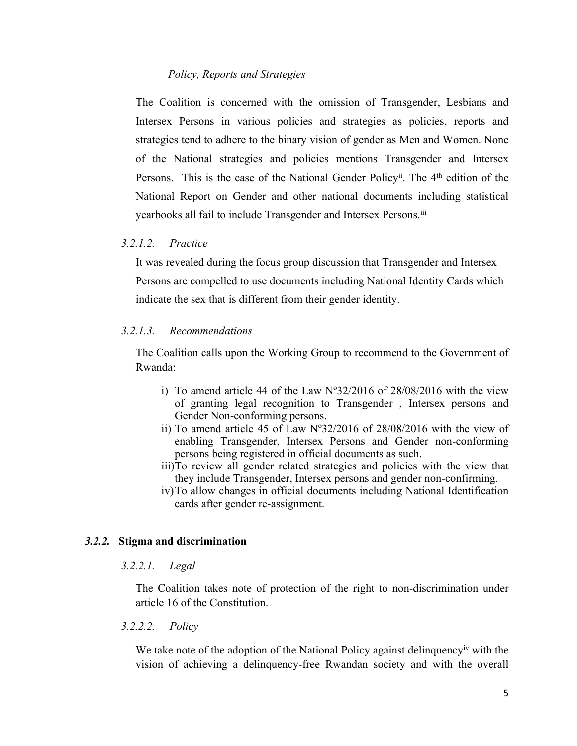*Policy, Reports and Strategies*

The Coalition is concerned with the omission of Transgender, Lesbians and Intersex Persons in various policies and strategies as policies, reports and strategies tend to adhere to the binary vision of gender as Men and Women. None of the National strategies and policies mentions Transgender and Intersex Persons. This is the case of the National Gender Policy[ii]. The 4th edition of the National Report on Gender and other national documents including statistical yearbooks all fail to include Transgender and Intersex Persons.[iii]

*3.2.1.2. Practice*

It was revealed during the focus group discussion that Transgender and Intersex Persons are compelled to use documents including National Identity Cards which indicate the sex that is different from their gender identity.

*3.2.1.3. Recommendations*

The Coalition calls upon the Working Group to recommend to the Government of Rwanda:

i) To amend article 44 of the Law Nº32/2016 of 28/08/2016 with the view of granting legal recognition to Transgender , Intersex persons and Gender Non-conforming persons.
ii) To amend article 45 of Law Nº32/2016 of 28/08/2016 with the view of enabling Transgender, Intersex Persons and Gender non-conforming persons being registered in official documents as such.
iii) To review all gender related strategies and policies with the view that they include Transgender, Intersex persons and gender non-confirming.
iv) To allow changes in official documents including National Identification cards after gender re-assignment.

### *3.2.2.* Stigma and discrimination

*3.2.2.1. Legal*

The Coalition takes note of protection of the right to non-discrimination under article 16 of the Constitution.

*3.2.2.2. Policy*

We take note of the adoption of the National Policy against delinquency[iv] with the vision of achieving a delinquency-free Rwandan society and with the overall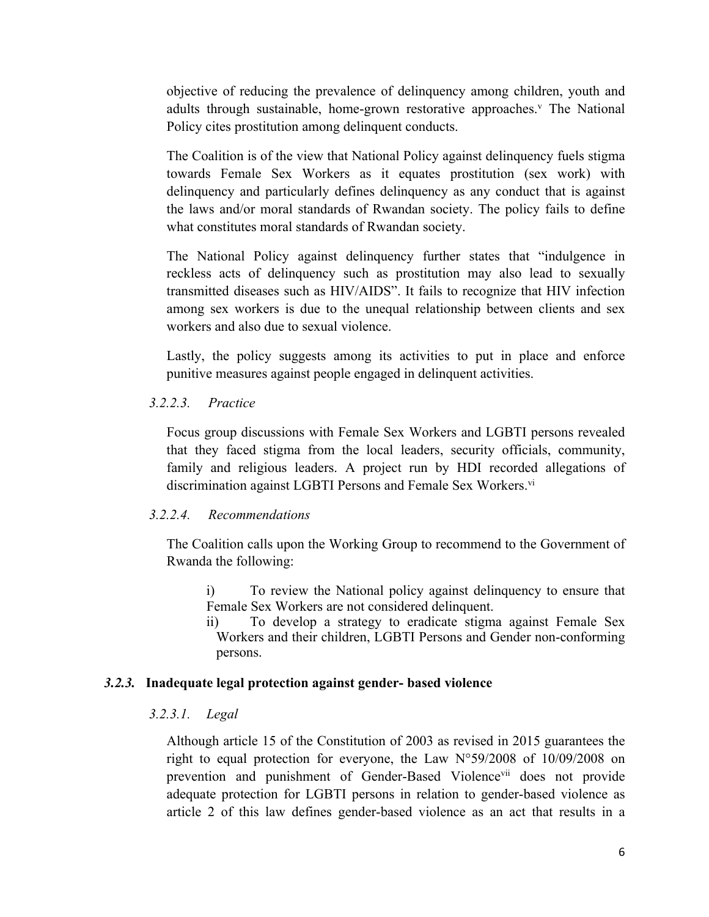objective of reducing the prevalence of delinquency among children, youth and adults through sustainable, home-grown restorative approaches.[v] The National Policy cites prostitution among delinquent conducts.

The Coalition is of the view that National Policy against delinquency fuels stigma towards Female Sex Workers as it equates prostitution (sex work) with delinquency and particularly defines delinquency as any conduct that is against the laws and/or moral standards of Rwandan society. The policy fails to define what constitutes moral standards of Rwandan society.

The National Policy against delinquency further states that "indulgence in reckless acts of delinquency such as prostitution may also lead to sexually transmitted diseases such as HIV/AIDS". It fails to recognize that HIV infection among sex workers is due to the unequal relationship between clients and sex workers and also due to sexual violence.

Lastly, the policy suggests among its activities to put in place and enforce punitive measures against people engaged in delinquent activities.

#### *3.2.2.3. Practice*

Focus group discussions with Female Sex Workers and LGBTI persons revealed that they faced stigma from the local leaders, security officials, community, family and religious leaders. A project run by HDI recorded allegations of discrimination against LGBTI Persons and Female Sex Workers.[vi]

#### *3.2.2.4. Recommendations*

The Coalition calls upon the Working Group to recommend to the Government of Rwanda the following:

i) To review the National policy against delinquency to ensure that Female Sex Workers are not considered delinquent.

ii) To develop a strategy to eradicate stigma against Female Sex Workers and their children, LGBTI Persons and Gender non-conforming persons.

### ***3.2.3.* Inadequate legal protection against gender- based violence**

#### *3.2.3.1. Legal*

Although article 15 of the Constitution of 2003 as revised in 2015 guarantees the right to equal protection for everyone, the Law N°59/2008 of 10/09/2008 on prevention and punishment of Gender-Based Violence[vii] does not provide adequate protection for LGBTI persons in relation to gender-based violence as article 2 of this law defines gender-based violence as an act that results in a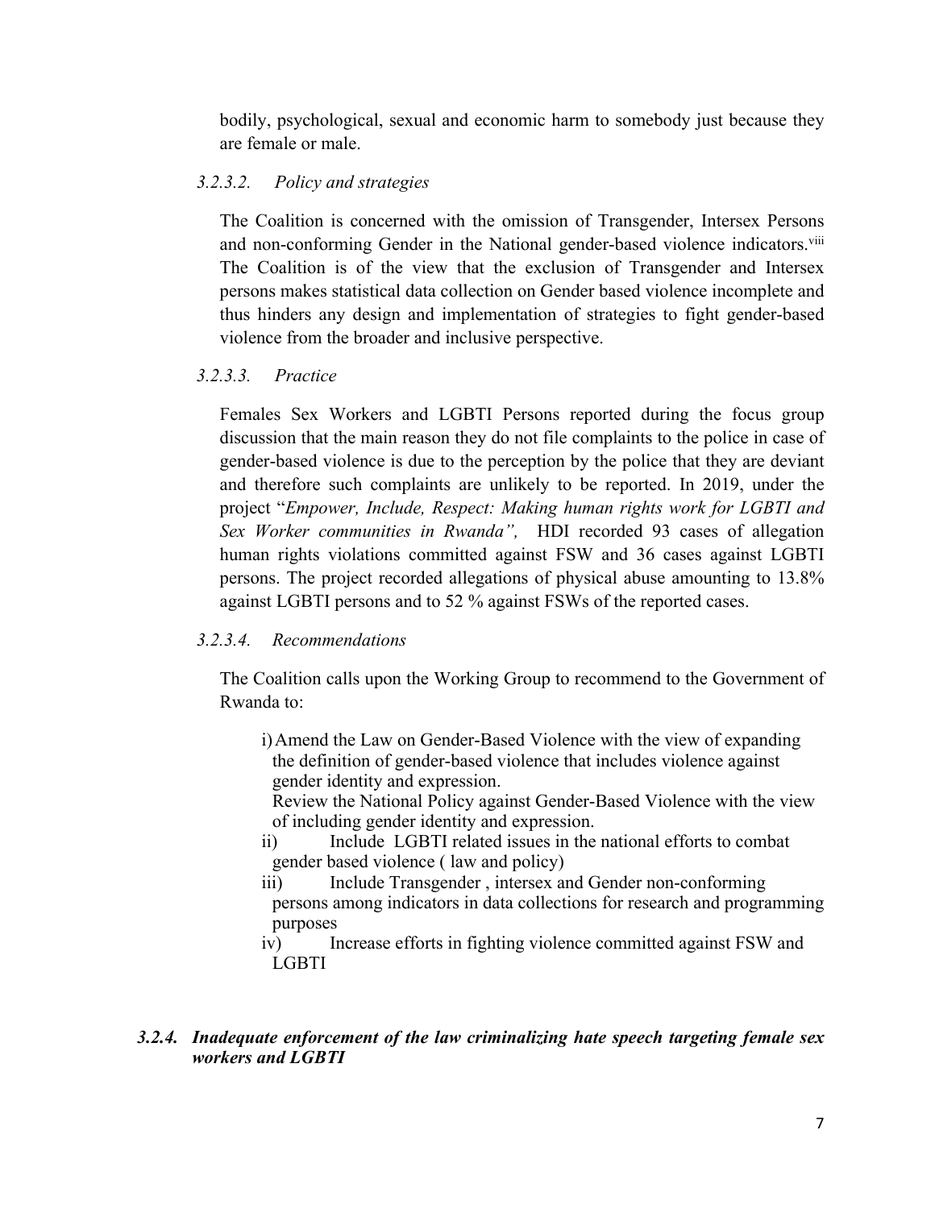bodily, psychological, sexual and economic harm to somebody just because they are female or male.

#### *3.2.3.2. Policy and strategies*

The Coalition is concerned with the omission of Transgender, Intersex Persons and non-conforming Gender in the National gender-based violence indicators.[viii] The Coalition is of the view that the exclusion of Transgender and Intersex persons makes statistical data collection on Gender based violence incomplete and thus hinders any design and implementation of strategies to fight gender-based violence from the broader and inclusive perspective.

#### *3.2.3.3. Practice*

Females Sex Workers and LGBTI Persons reported during the focus group discussion that the main reason they do not file complaints to the police in case of gender-based violence is due to the perception by the police that they are deviant and therefore such complaints are unlikely to be reported. In 2019, under the project "*Empower, Include, Respect: Making human rights work for LGBTI and Sex Worker communities in Rwanda",* HDI recorded 93 cases of allegation human rights violations committed against FSW and 36 cases against LGBTI persons. The project recorded allegations of physical abuse amounting to 13.8% against LGBTI persons and to 52 % against FSWs of the reported cases.

#### *3.2.3.4. Recommendations*

The Coalition calls upon the Working Group to recommend to the Government of Rwanda to:

i) Amend the Law on Gender-Based Violence with the view of expanding the definition of gender-based violence that includes violence against gender identity and expression.
   Review the National Policy against Gender-Based Violence with the view of including gender identity and expression.

ii) Include LGBTI related issues in the national efforts to combat gender based violence ( law and policy)

iii) Include Transgender , intersex and Gender non-conforming persons among indicators in data collections for research and programming purposes

iv) Increase efforts in fighting violence committed against FSW and LGBTI

### ***3.2.4. Inadequate enforcement of the law criminalizing hate speech targeting female sex workers and LGBTI***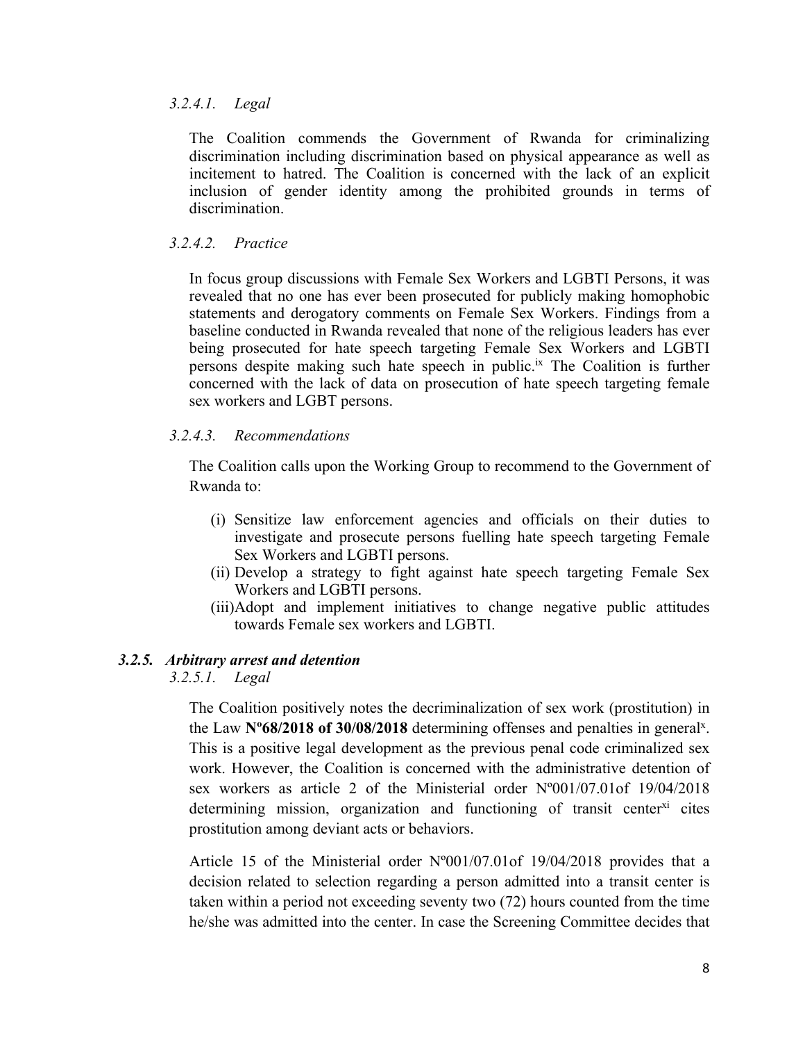#### *3.2.4.1. Legal*

The Coalition commends the Government of Rwanda for criminalizing discrimination including discrimination based on physical appearance as well as incitement to hatred. The Coalition is concerned with the lack of an explicit inclusion of gender identity among the prohibited grounds in terms of discrimination.

#### *3.2.4.2. Practice*

In focus group discussions with Female Sex Workers and LGBTI Persons, it was revealed that no one has ever been prosecuted for publicly making homophobic statements and derogatory comments on Female Sex Workers. Findings from a baseline conducted in Rwanda revealed that none of the religious leaders has ever being prosecuted for hate speech targeting Female Sex Workers and LGBTI persons despite making such hate speech in public.[ix] The Coalition is further concerned with the lack of data on prosecution of hate speech targeting female sex workers and LGBT persons.

#### *3.2.4.3. Recommendations*

The Coalition calls upon the Working Group to recommend to the Government of Rwanda to:

(i) Sensitize law enforcement agencies and officials on their duties to investigate and prosecute persons fuelling hate speech targeting Female Sex Workers and LGBTI persons.
(ii) Develop a strategy to fight against hate speech targeting Female Sex Workers and LGBTI persons.
(iii) Adopt and implement initiatives to change negative public attitudes towards Female sex workers and LGBTI.

### *3.2.5. Arbitrary arrest and detention*

#### *3.2.5.1. Legal*

The Coalition positively notes the decriminalization of sex work (prostitution) in the Law **Nº68/2018 of 30/08/2018** determining offenses and penalties in general[x]. This is a positive legal development as the previous penal code criminalized sex work. However, the Coalition is concerned with the administrative detention of sex workers as article 2 of the Ministerial order Nº001/07.01of 19/04/2018 determining mission, organization and functioning of transit center[xi] cites prostitution among deviant acts or behaviors.

Article 15 of the Ministerial order Nº001/07.01of 19/04/2018 provides that a decision related to selection regarding a person admitted into a transit center is taken within a period not exceeding seventy two (72) hours counted from the time he/she was admitted into the center. In case the Screening Committee decides that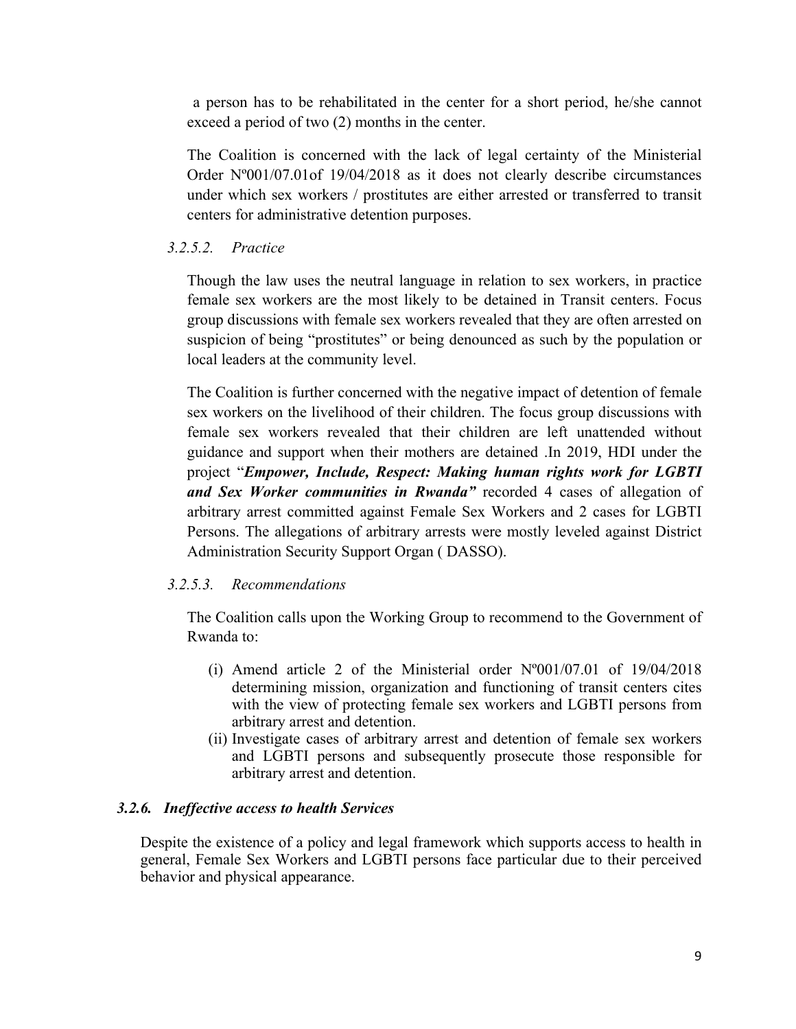a person has to be rehabilitated in the center for a short period, he/she cannot exceed a period of two (2) months in the center.

The Coalition is concerned with the lack of legal certainty of the Ministerial Order Nº001/07.01of 19/04/2018 as it does not clearly describe circumstances under which sex workers / prostitutes are either arrested or transferred to transit centers for administrative detention purposes.

#### *3.2.5.2. Practice*

Though the law uses the neutral language in relation to sex workers, in practice female sex workers are the most likely to be detained in Transit centers. Focus group discussions with female sex workers revealed that they are often arrested on suspicion of being "prostitutes" or being denounced as such by the population or local leaders at the community level.

The Coalition is further concerned with the negative impact of detention of female sex workers on the livelihood of their children. The focus group discussions with female sex workers revealed that their children are left unattended without guidance and support when their mothers are detained .In 2019, HDI under the project "***Empower, Include, Respect: Making human rights work for LGBTI and Sex Worker communities in Rwanda"*** recorded 4 cases of allegation of arbitrary arrest committed against Female Sex Workers and 2 cases for LGBTI Persons. The allegations of arbitrary arrests were mostly leveled against District Administration Security Support Organ ( DASSO).

#### *3.2.5.3. Recommendations*

The Coalition calls upon the Working Group to recommend to the Government of Rwanda to:

(i) Amend article 2 of the Ministerial order Nº001/07.01 of 19/04/2018 determining mission, organization and functioning of transit centers cites with the view of protecting female sex workers and LGBTI persons from arbitrary arrest and detention.
(ii) Investigate cases of arbitrary arrest and detention of female sex workers and LGBTI persons and subsequently prosecute those responsible for arbitrary arrest and detention.

### ***3.2.6. Ineffective access to health Services***

Despite the existence of a policy and legal framework which supports access to health in general, Female Sex Workers and LGBTI persons face particular due to their perceived behavior and physical appearance.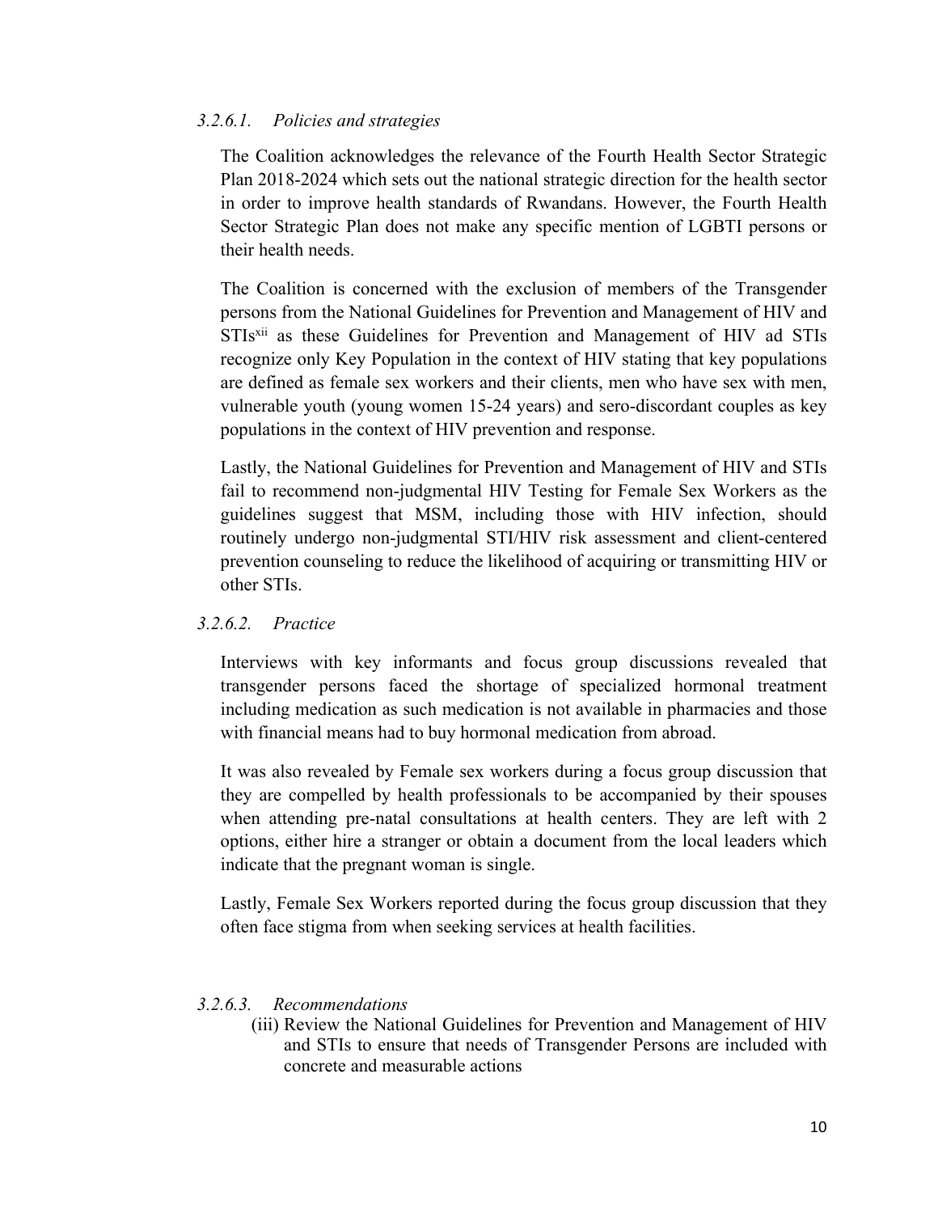*3.2.6.1. Policies and strategies*

The Coalition acknowledges the relevance of the Fourth Health Sector Strategic Plan 2018-2024 which sets out the national strategic direction for the health sector in order to improve health standards of Rwandans. However, the Fourth Health Sector Strategic Plan does not make any specific mention of LGBTI persons or their health needs.

The Coalition is concerned with the exclusion of members of the Transgender persons from the National Guidelines for Prevention and Management of HIV and STIs[xii] as these Guidelines for Prevention and Management of HIV ad STIs recognize only Key Population in the context of HIV stating that key populations are defined as female sex workers and their clients, men who have sex with men, vulnerable youth (young women 15-24 years) and sero-discordant couples as key populations in the context of HIV prevention and response.

Lastly, the National Guidelines for Prevention and Management of HIV and STIs fail to recommend non-judgmental HIV Testing for Female Sex Workers as the guidelines suggest that MSM, including those with HIV infection, should routinely undergo non-judgmental STI/HIV risk assessment and client-centered prevention counseling to reduce the likelihood of acquiring or transmitting HIV or other STIs.

*3.2.6.2. Practice*

Interviews with key informants and focus group discussions revealed that transgender persons faced the shortage of specialized hormonal treatment including medication as such medication is not available in pharmacies and those with financial means had to buy hormonal medication from abroad.

It was also revealed by Female sex workers during a focus group discussion that they are compelled by health professionals to be accompanied by their spouses when attending pre-natal consultations at health centers. They are left with 2 options, either hire a stranger or obtain a document from the local leaders which indicate that the pregnant woman is single.

Lastly, Female Sex Workers reported during the focus group discussion that they often face stigma from when seeking services at health facilities.

*3.2.6.3. Recommendations*

(iii) Review the National Guidelines for Prevention and Management of HIV and STIs to ensure that needs of Transgender Persons are included with concrete and measurable actions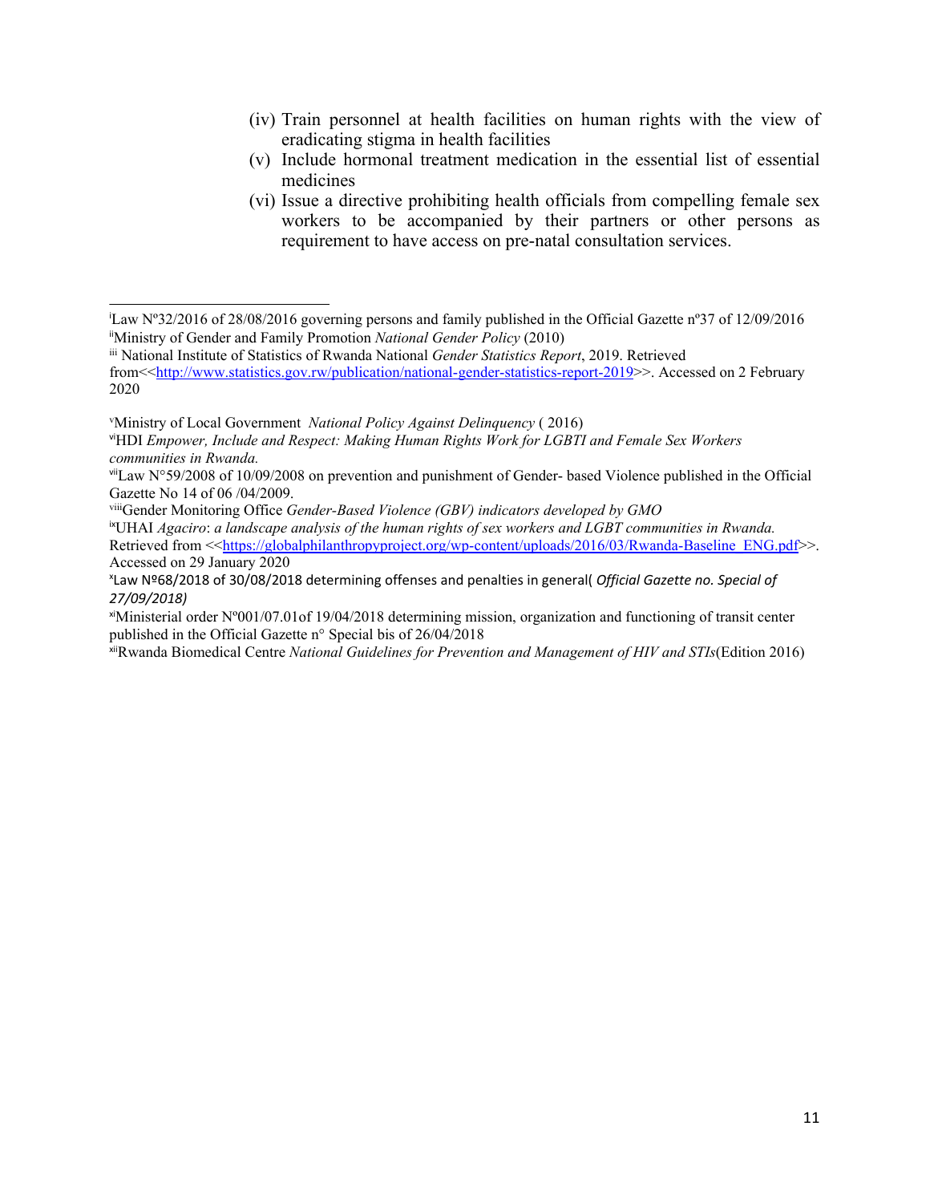(iv) Train personnel at health facilities on human rights with the view of eradicating stigma in health facilities

(v) Include hormonal treatment medication in the essential list of essential medicines

(vi) Issue a directive prohibiting health officials from compelling female sex workers to be accompanied by their partners or other persons as requirement to have access on pre-natal consultation services.

---

[i] Law Nº32/2016 of 28/08/2016 governing persons and family published in the Official Gazette nº37 of 12/09/2016

[ii] Ministry of Gender and Family Promotion *National Gender Policy* (2010)

[iii] National Institute of Statistics of Rwanda National *Gender Statistics Report*, 2019. Retrieved from<<http://www.statistics.gov.rw/publication/national-gender-statistics-report-2019>>. Accessed on 2 February 2020

[v] Ministry of Local Government *National Policy Against Delinquency* ( 2016)

[vi] HDI *Empower, Include and Respect: Making Human Rights Work for LGBTI and Female Sex Workers communities in Rwanda.*

[vii] Law N°59/2008 of 10/09/2008 on prevention and punishment of Gender- based Violence published in the Official Gazette No 14 of 06 /04/2009.

[viii] Gender Monitoring Office *Gender-Based Violence (GBV) indicators developed by GMO*

[ix] UHAI *Agaciro*: *a landscape analysis of the human rights of sex workers and LGBT communities in Rwanda.* Retrieved from <<https://globalphilanthropyproject.org/wp-content/uploads/2016/03/Rwanda-Baseline_ENG.pdf>>. Accessed on 29 January 2020

[x] Law Nº68/2018 of 30/08/2018 determining offenses and penalties in general( *Official Gazette no. Special of 27/09/2018)*

[xi] Ministerial order Nº001/07.01of 19/04/2018 determining mission, organization and functioning of transit center published in the Official Gazette n° Special bis of 26/04/2018

[xii] Rwanda Biomedical Centre *National Guidelines for Prevention and Management of HIV and STIs*(Edition 2016)